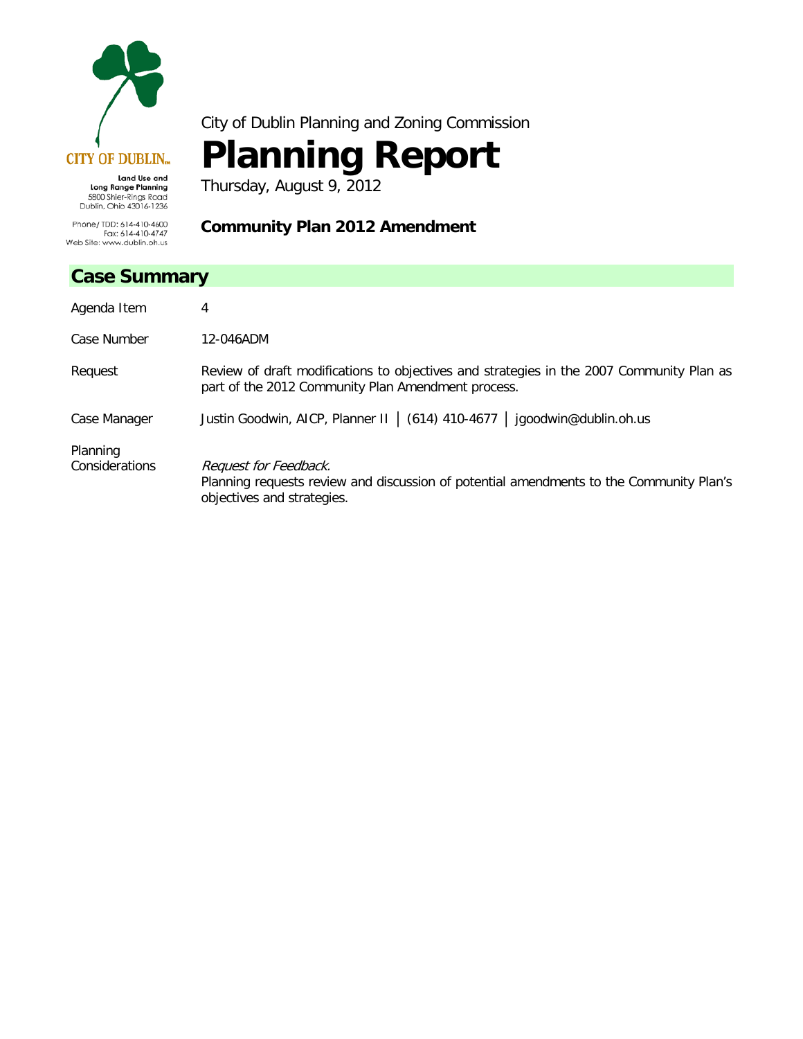CITY OF DUBLIN

Land Use and Long Range Planning
5800 Shier-Rings Road
Dublin, Ohio 43016-1236

Phone/ TDD: 614-410-4600
Fax: 614-410-4747
Web Site: www.dublin.oh.us

City of Dublin Planning and Zoning Commission

# Planning Report

Thursday, August 9, 2012

**Community Plan 2012 Amendment**

## Case Summary

| | |
|---|---|
| Agenda Item | 4 |
| Case Number | 12-046ADM |
| Request | Review of draft modifications to objectives and strategies in the 2007 Community Plan as part of the 2012 Community Plan Amendment process. |
| Case Manager | Justin Goodwin, AICP, Planner II │ (614) 410-4677 │ jgoodwin@dublin.oh.us |
| Planning Considerations | *Request for Feedback.* Planning requests review and discussion of potential amendments to the Community Plan's objectives and strategies. |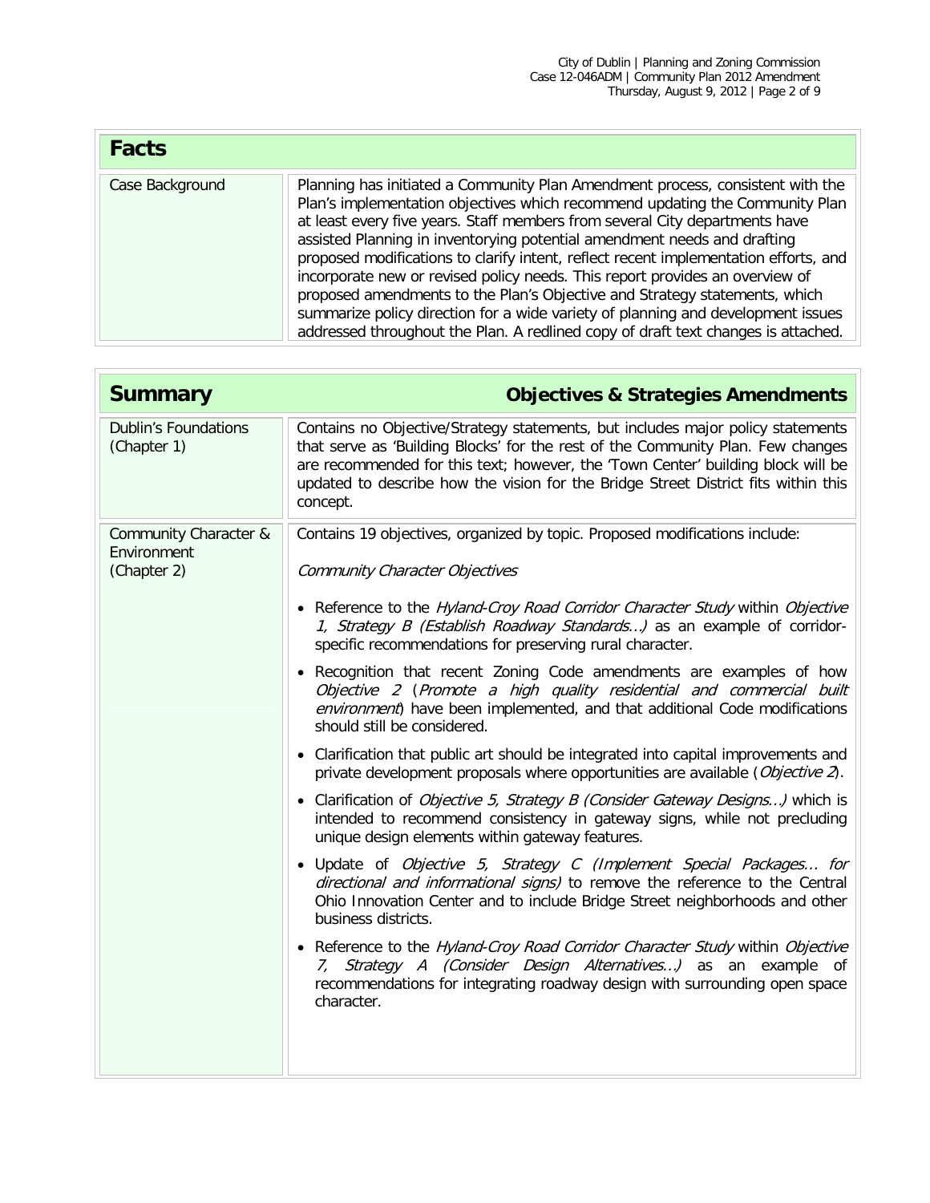| Facts | |
|---|---|
| Case Background | Planning has initiated a Community Plan Amendment process, consistent with the Plan's implementation objectives which recommend updating the Community Plan at least every five years. Staff members from several City departments have assisted Planning in inventorying potential amendment needs and drafting proposed modifications to clarify intent, reflect recent implementation efforts, and incorporate new or revised policy needs. This report provides an overview of proposed amendments to the Plan's Objective and Strategy statements, which summarize policy direction for a wide variety of planning and development issues addressed throughout the Plan. A redlined copy of draft text changes is attached. |

| Summary | Objectives & Strategies Amendments |
|---|---|
| Dublin's Foundations (Chapter 1) | Contains no Objective/Strategy statements, but includes major policy statements that serve as 'Building Blocks' for the rest of the Community Plan. Few changes are recommended for this text; however, the 'Town Center' building block will be updated to describe how the vision for the Bridge Street District fits within this concept. |
| Community Character & Environment (Chapter 2) | Contains 19 objectives, organized by topic. Proposed modifications include:<br><br>*Community Character Objectives*<br><br>• Reference to the *Hyland-Croy Road Corridor Character Study* within *Objective 1, Strategy B (Establish Roadway Standards…)* as an example of corridor-specific recommendations for preserving rural character.<br><br>• Recognition that recent Zoning Code amendments are examples of how *Objective 2* (*Promote a high quality residential and commercial built environment*) have been implemented, and that additional Code modifications should still be considered.<br><br>• Clarification that public art should be integrated into capital improvements and private development proposals where opportunities are available (*Objective 2*).<br><br>• Clarification of *Objective 5, Strategy B (Consider Gateway Designs…)* which is intended to recommend consistency in gateway signs, while not precluding unique design elements within gateway features.<br><br>• Update of *Objective 5, Strategy C (Implement Special Packages… for directional and informational signs)* to remove the reference to the Central Ohio Innovation Center and to include Bridge Street neighborhoods and other business districts.<br><br>• Reference to the *Hyland-Croy Road Corridor Character Study* within *Objective 7, Strategy A (Consider Design Alternatives…)* as an example of recommendations for integrating roadway design with surrounding open space character. |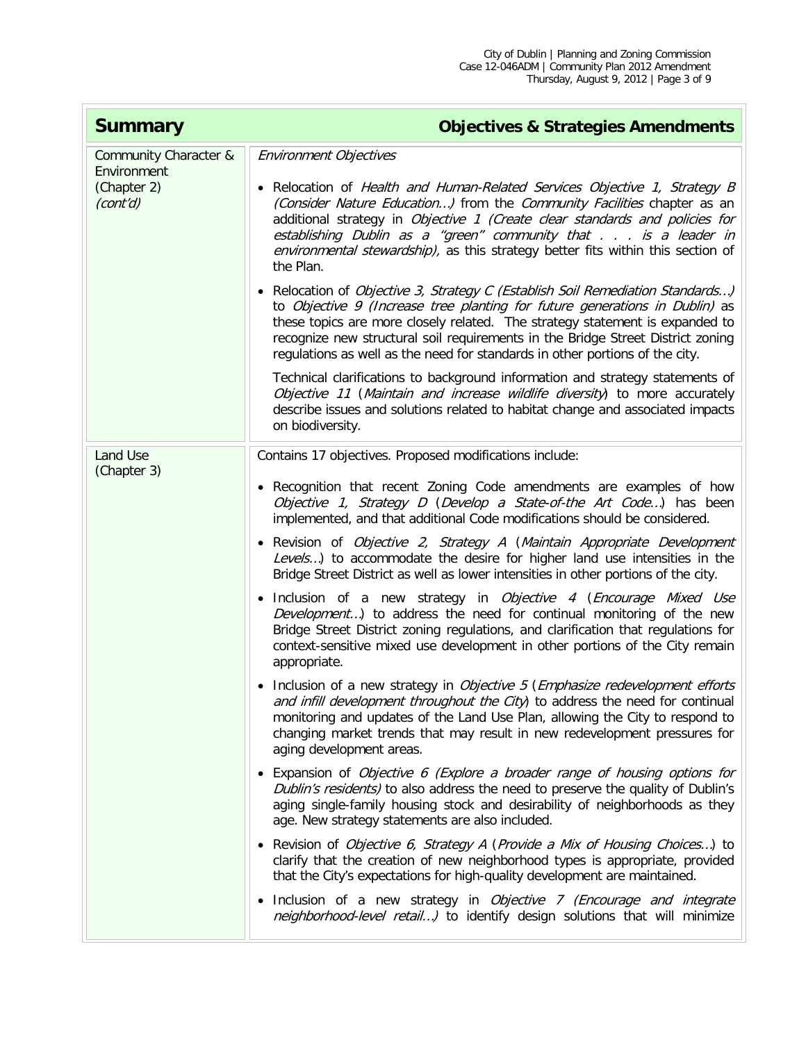| Summary | Objectives & Strategies Amendments |
|---|---|
| Community Character & Environment (Chapter 2) *(cont'd)* | *Environment Objectives*<br><br>• Relocation of *Health and Human-Related Services Objective 1, Strategy B (Consider Nature Education…)* from the *Community Facilities* chapter as an additional strategy in *Objective 1 (Create clear standards and policies for establishing Dublin as a "green" community that . . . is a leader in environmental stewardship),* as this strategy better fits within this section of the Plan.<br><br>• Relocation of *Objective 3, Strategy C (Establish Soil Remediation Standards…)* to *Objective 9 (Increase tree planting for future generations in Dublin)* as these topics are more closely related. The strategy statement is expanded to recognize new structural soil requirements in the Bridge Street District zoning regulations as well as the need for standards in other portions of the city.<br><br>Technical clarifications to background information and strategy statements of *Objective 11* (*Maintain and increase wildlife diversity*) to more accurately describe issues and solutions related to habitat change and associated impacts on biodiversity. |
| Land Use (Chapter 3) | Contains 17 objectives. Proposed modifications include:<br><br>• Recognition that recent Zoning Code amendments are examples of how *Objective 1, Strategy D* (*Develop a State-of-the Art Code…*) has been implemented, and that additional Code modifications should be considered.<br><br>• Revision of *Objective 2, Strategy A* (*Maintain Appropriate Development Levels…*) to accommodate the desire for higher land use intensities in the Bridge Street District as well as lower intensities in other portions of the city.<br><br>• Inclusion of a new strategy in *Objective 4* (*Encourage Mixed Use Development…*) to address the need for continual monitoring of the new Bridge Street District zoning regulations, and clarification that regulations for context-sensitive mixed use development in other portions of the City remain appropriate.<br><br>• Inclusion of a new strategy in *Objective 5* (*Emphasize redevelopment efforts and infill development throughout the City*) to address the need for continual monitoring and updates of the Land Use Plan, allowing the City to respond to changing market trends that may result in new redevelopment pressures for aging development areas.<br><br>• Expansion of *Objective 6 (Explore a broader range of housing options for Dublin's residents)* to also address the need to preserve the quality of Dublin's aging single-family housing stock and desirability of neighborhoods as they age. New strategy statements are also included.<br><br>• Revision of *Objective 6, Strategy A* (*Provide a Mix of Housing Choices…*) to clarify that the creation of new neighborhood types is appropriate, provided that the City's expectations for high-quality development are maintained.<br><br>• Inclusion of a new strategy in *Objective 7 (Encourage and integrate neighborhood-level retail…)* to identify design solutions that will minimize |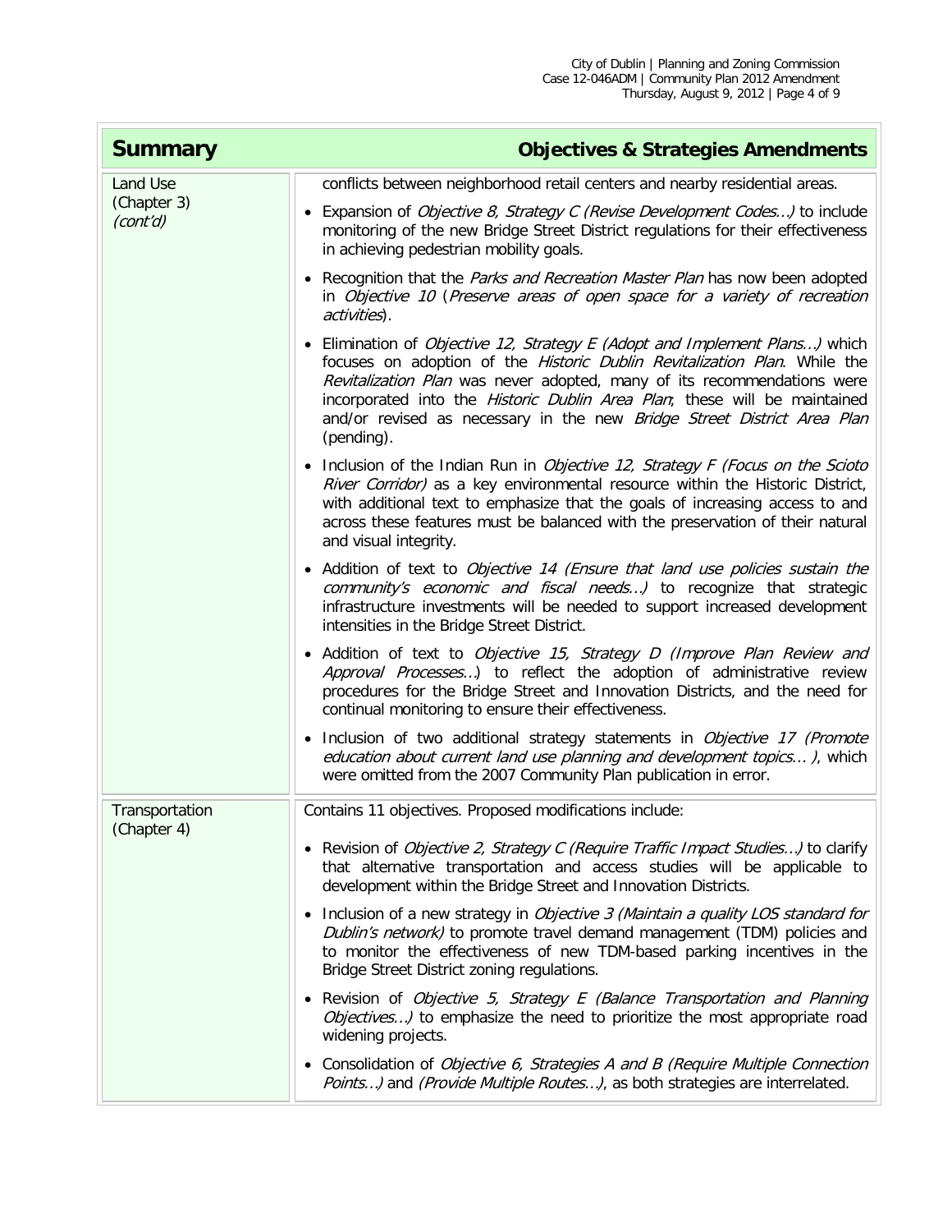| **Summary** | **Objectives & Strategies Amendments** |
|---|---|
| Land Use (Chapter 3) *(cont'd)* | conflicts between neighborhood retail centers and nearby residential areas.<br>• Expansion of *Objective 8, Strategy C (Revise Development Codes…)* to include monitoring of the new Bridge Street District regulations for their effectiveness in achieving pedestrian mobility goals.<br>• Recognition that the *Parks and Recreation Master Plan* has now been adopted in *Objective 10* (*Preserve areas of open space for a variety of recreation activities*).<br>• Elimination of *Objective 12, Strategy E (Adopt and Implement Plans…)* which focuses on adoption of the *Historic Dublin Revitalization Plan*. While the *Revitalization Plan* was never adopted, many of its recommendations were incorporated into the *Historic Dublin Area Plan*; these will be maintained and/or revised as necessary in the new *Bridge Street District Area Plan* (pending).<br>• Inclusion of the Indian Run in *Objective 12, Strategy F (Focus on the Scioto River Corridor)* as a key environmental resource within the Historic District, with additional text to emphasize that the goals of increasing access to and across these features must be balanced with the preservation of their natural and visual integrity.<br>• Addition of text to *Objective 14 (Ensure that land use policies sustain the community's economic and fiscal needs…)* to recognize that strategic infrastructure investments will be needed to support increased development intensities in the Bridge Street District.<br>• Addition of text to *Objective 15, Strategy D (Improve Plan Review and Approval Processes…*) to reflect the adoption of administrative review procedures for the Bridge Street and Innovation Districts, and the need for continual monitoring to ensure their effectiveness.<br>• Inclusion of two additional strategy statements in *Objective 17 (Promote education about current land use planning and development topics… )*, which were omitted from the 2007 Community Plan publication in error. |
| Transportation (Chapter 4) | Contains 11 objectives. Proposed modifications include:<br>• Revision of *Objective 2, Strategy C (Require Traffic Impact Studies…)* to clarify that alternative transportation and access studies will be applicable to development within the Bridge Street and Innovation Districts.<br>• Inclusion of a new strategy in *Objective 3 (Maintain a quality LOS standard for Dublin's network)* to promote travel demand management (TDM) policies and to monitor the effectiveness of new TDM-based parking incentives in the Bridge Street District zoning regulations.<br>• Revision of *Objective 5, Strategy E (Balance Transportation and Planning Objectives…)* to emphasize the need to prioritize the most appropriate road widening projects.<br>• Consolidation of *Objective 6, Strategies A and B (Require Multiple Connection Points…)* and *(Provide Multiple Routes…)*, as both strategies are interrelated. |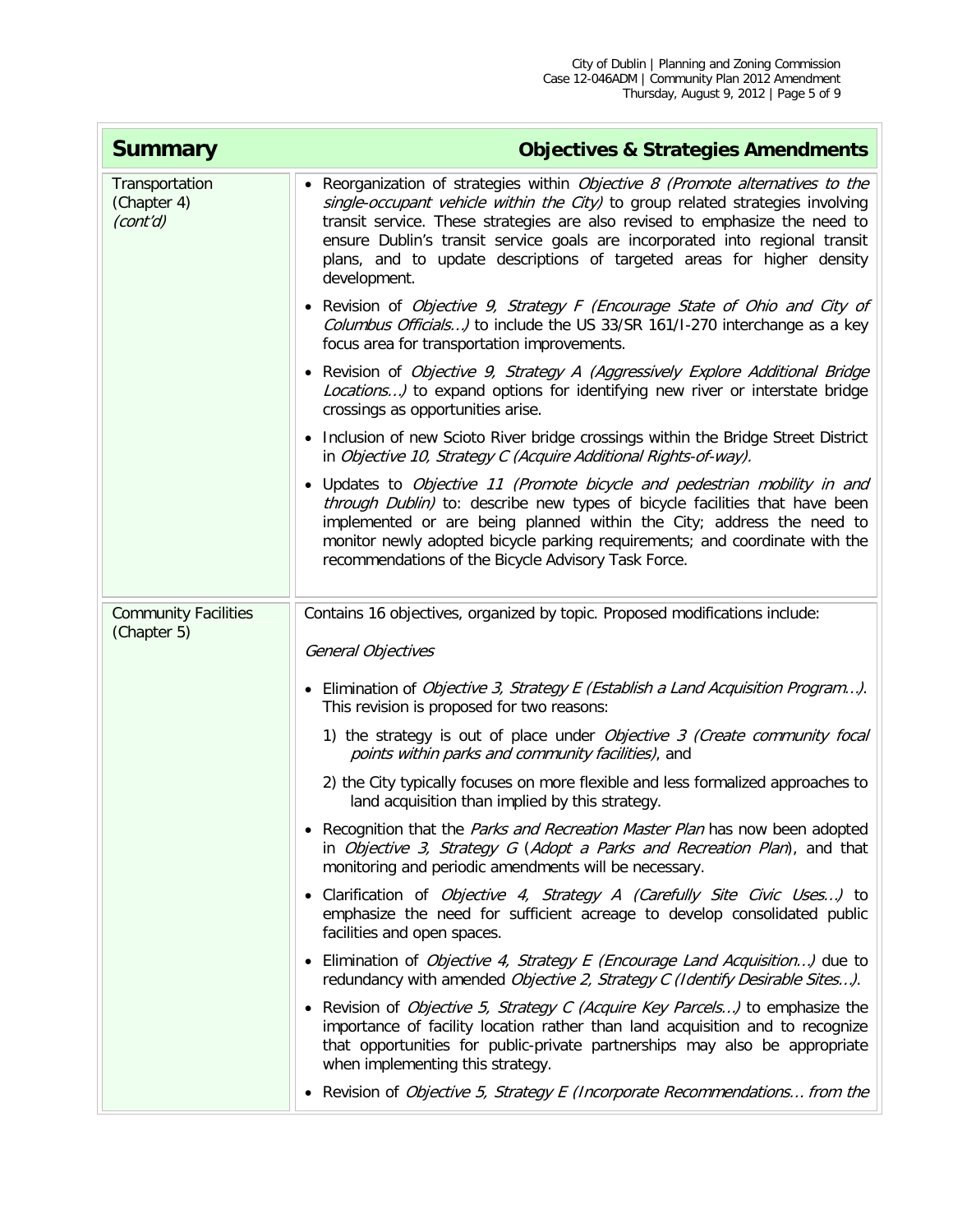| Summary | Objectives & Strategies Amendments |
| --- | --- |
| Transportation (Chapter 4) *(cont'd)* | • Reorganization of strategies within *Objective 8 (Promote alternatives to the single-occupant vehicle within the City)* to group related strategies involving transit service. These strategies are also revised to emphasize the need to ensure Dublin's transit service goals are incorporated into regional transit plans, and to update descriptions of targeted areas for higher density development.<br><br>• Revision of *Objective 9, Strategy F (Encourage State of Ohio and City of Columbus Officials…)* to include the US 33/SR 161/I-270 interchange as a key focus area for transportation improvements.<br><br>• Revision of *Objective 9, Strategy A (Aggressively Explore Additional Bridge Locations…)* to expand options for identifying new river or interstate bridge crossings as opportunities arise.<br><br>• Inclusion of new Scioto River bridge crossings within the Bridge Street District in *Objective 10, Strategy C (Acquire Additional Rights-of-way).*<br><br>• Updates to *Objective 11 (Promote bicycle and pedestrian mobility in and through Dublin)* to: describe new types of bicycle facilities that have been implemented or are being planned within the City; address the need to monitor newly adopted bicycle parking requirements; and coordinate with the recommendations of the Bicycle Advisory Task Force. |
| Community Facilities (Chapter 5) | Contains 16 objectives, organized by topic. Proposed modifications include:<br><br>*General Objectives*<br><br>• Elimination of *Objective 3, Strategy E (Establish a Land Acquisition Program…)*. This revision is proposed for two reasons:<br>1) the strategy is out of place under *Objective 3 (Create community focal points within parks and community facilities)*, and<br>2) the City typically focuses on more flexible and less formalized approaches to land acquisition than implied by this strategy.<br><br>• Recognition that the *Parks and Recreation Master Plan* has now been adopted in *Objective 3, Strategy G* (*Adopt a Parks and Recreation Plan*), and that monitoring and periodic amendments will be necessary.<br><br>• Clarification of *Objective 4, Strategy A (Carefully Site Civic Uses…)* to emphasize the need for sufficient acreage to develop consolidated public facilities and open spaces.<br><br>• Elimination of *Objective 4, Strategy E (Encourage Land Acquisition…)* due to redundancy with amended *Objective 2, Strategy C (Identify Desirable Sites…)*.<br><br>• Revision of *Objective 5, Strategy C (Acquire Key Parcels…)* to emphasize the importance of facility location rather than land acquisition and to recognize that opportunities for public-private partnerships may also be appropriate when implementing this strategy.<br><br>• Revision of *Objective 5, Strategy E (Incorporate Recommendations… from the* |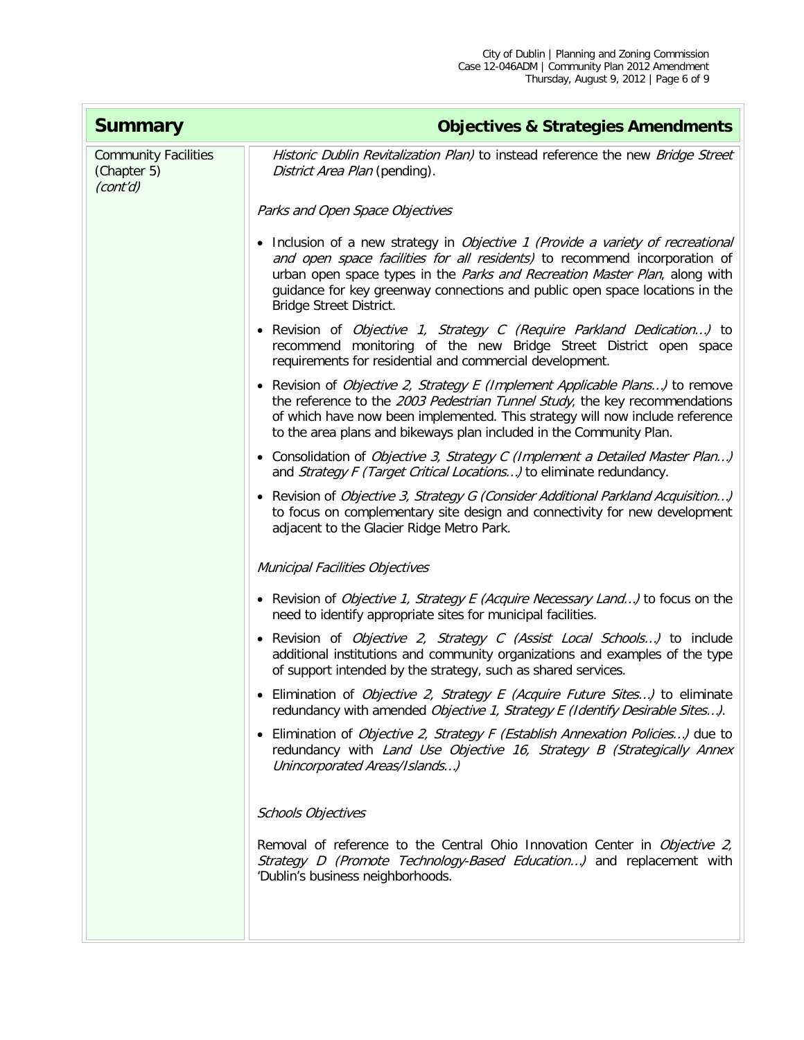| Summary | Objectives & Strategies Amendments |
| --- | --- |
| Community Facilities (Chapter 5) *(cont'd)* | *Historic Dublin Revitalization Plan)* to instead reference the new *Bridge Street District Area Plan* (pending).<br><br>*Parks and Open Space Objectives*<br><br>• Inclusion of a new strategy in *Objective 1 (Provide a variety of recreational and open space facilities for all residents)* to recommend incorporation of urban open space types in the *Parks and Recreation Master Plan*, along with guidance for key greenway connections and public open space locations in the Bridge Street District.<br>• Revision of *Objective 1, Strategy C (Require Parkland Dedication…)* to recommend monitoring of the new Bridge Street District open space requirements for residential and commercial development.<br>• Revision of *Objective 2, Strategy E (Implement Applicable Plans…)* to remove the reference to the *2003 Pedestrian Tunnel Study*, the key recommendations of which have now been implemented. This strategy will now include reference to the area plans and bikeways plan included in the Community Plan.<br>• Consolidation of *Objective 3, Strategy C (Implement a Detailed Master Plan…)* and *Strategy F (Target Critical Locations…)* to eliminate redundancy.<br>• Revision of *Objective 3, Strategy G (Consider Additional Parkland Acquisition…)* to focus on complementary site design and connectivity for new development adjacent to the Glacier Ridge Metro Park.<br><br>*Municipal Facilities Objectives*<br><br>• Revision of *Objective 1, Strategy E (Acquire Necessary Land…)* to focus on the need to identify appropriate sites for municipal facilities.<br>• Revision of *Objective 2, Strategy C (Assist Local Schools…)* to include additional institutions and community organizations and examples of the type of support intended by the strategy, such as shared services.<br>• Elimination of *Objective 2, Strategy E (Acquire Future Sites…)* to eliminate redundancy with amended *Objective 1, Strategy E (Identify Desirable Sites…)*.<br>• Elimination of *Objective 2, Strategy F (Establish Annexation Policies…)* due to redundancy with *Land Use Objective 16, Strategy B (Strategically Annex Unincorporated Areas/Islands…)*<br><br>*Schools Objectives*<br><br>Removal of reference to the Central Ohio Innovation Center in *Objective 2, Strategy D (Promote Technology-Based Education…)* and replacement with 'Dublin's business neighborhoods. |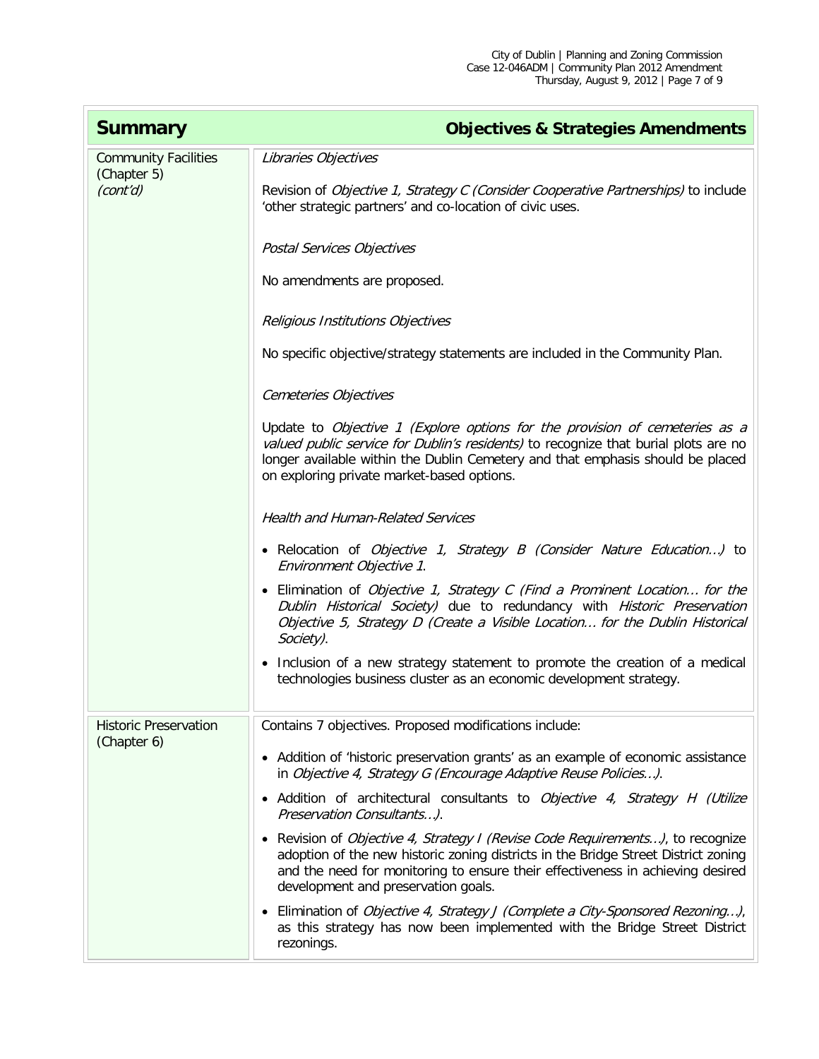| **Summary** | **Objectives & Strategies Amendments** |
|---|---|
| Community Facilities (Chapter 5) *(cont'd)* | *Libraries Objectives*<br><br>Revision of *Objective 1, Strategy C (Consider Cooperative Partnerships)* to include 'other strategic partners' and co-location of civic uses.<br><br>*Postal Services Objectives*<br><br>No amendments are proposed.<br><br>*Religious Institutions Objectives*<br><br>No specific objective/strategy statements are included in the Community Plan.<br><br>*Cemeteries Objectives*<br><br>Update to *Objective 1 (Explore options for the provision of cemeteries as a valued public service for Dublin's residents)* to recognize that burial plots are no longer available within the Dublin Cemetery and that emphasis should be placed on exploring private market-based options.<br><br>*Health and Human-Related Services*<br><br>• Relocation of *Objective 1, Strategy B (Consider Nature Education…)* to *Environment Objective 1*.<br>• Elimination of *Objective 1, Strategy C (Find a Prominent Location… for the Dublin Historical Society)* due to redundancy with *Historic Preservation Objective 5, Strategy D (Create a Visible Location… for the Dublin Historical Society)*.<br>• Inclusion of a new strategy statement to promote the creation of a medical technologies business cluster as an economic development strategy. |
| Historic Preservation (Chapter 6) | Contains 7 objectives. Proposed modifications include:<br><br>• Addition of 'historic preservation grants' as an example of economic assistance in *Objective 4, Strategy G (Encourage Adaptive Reuse Policies…)*.<br>• Addition of architectural consultants to *Objective 4, Strategy H (Utilize Preservation Consultants…)*.<br>• Revision of *Objective 4, Strategy I (Revise Code Requirements…)*, to recognize adoption of the new historic zoning districts in the Bridge Street District zoning and the need for monitoring to ensure their effectiveness in achieving desired development and preservation goals.<br>• Elimination of *Objective 4, Strategy J (Complete a City-Sponsored Rezoning…)*, as this strategy has now been implemented with the Bridge Street District rezonings. |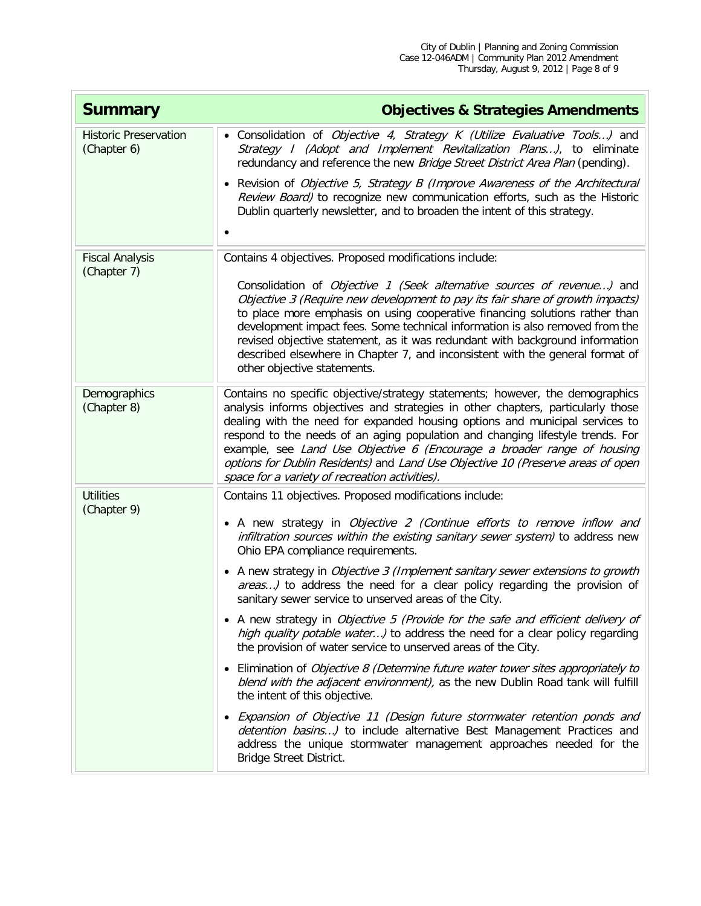| Summary | Objectives & Strategies Amendments |
|---|---|
| Historic Preservation (Chapter 6) | • Consolidation of *Objective 4, Strategy K (Utilize Evaluative Tools…)* and *Strategy I (Adopt and Implement Revitalization Plans…)*, to eliminate redundancy and reference the new *Bridge Street District Area Plan* (pending).<br>• Revision of *Objective 5, Strategy B (Improve Awareness of the Architectural Review Board)* to recognize new communication efforts, such as the Historic Dublin quarterly newsletter, and to broaden the intent of this strategy.<br>• |
| Fiscal Analysis (Chapter 7) | Contains 4 objectives. Proposed modifications include:<br><br>Consolidation of *Objective 1 (Seek alternative sources of revenue…)* and *Objective 3 (Require new development to pay its fair share of growth impacts)* to place more emphasis on using cooperative financing solutions rather than development impact fees. Some technical information is also removed from the revised objective statement, as it was redundant with background information described elsewhere in Chapter 7, and inconsistent with the general format of other objective statements. |
| Demographics (Chapter 8) | Contains no specific objective/strategy statements; however, the demographics analysis informs objectives and strategies in other chapters, particularly those dealing with the need for expanded housing options and municipal services to respond to the needs of an aging population and changing lifestyle trends. For example, see *Land Use Objective 6 (Encourage a broader range of housing options for Dublin Residents)* and *Land Use Objective 10 (Preserve areas of open space for a variety of recreation activities).* |
| Utilities (Chapter 9) | Contains 11 objectives. Proposed modifications include:<br><br>• A new strategy in *Objective 2 (Continue efforts to remove inflow and infiltration sources within the existing sanitary sewer system)* to address new Ohio EPA compliance requirements.<br>• A new strategy in *Objective 3 (Implement sanitary sewer extensions to growth areas…)* to address the need for a clear policy regarding the provision of sanitary sewer service to unserved areas of the City.<br>• A new strategy in *Objective 5 (Provide for the safe and efficient delivery of high quality potable water…)* to address the need for a clear policy regarding the provision of water service to unserved areas of the City.<br>• Elimination of *Objective 8 (Determine future water tower sites appropriately to blend with the adjacent environment),* as the new Dublin Road tank will fulfill the intent of this objective.<br>• *Expansion of Objective 11 (Design future stormwater retention ponds and detention basins…)* to include alternative Best Management Practices and address the unique stormwater management approaches needed for the Bridge Street District. |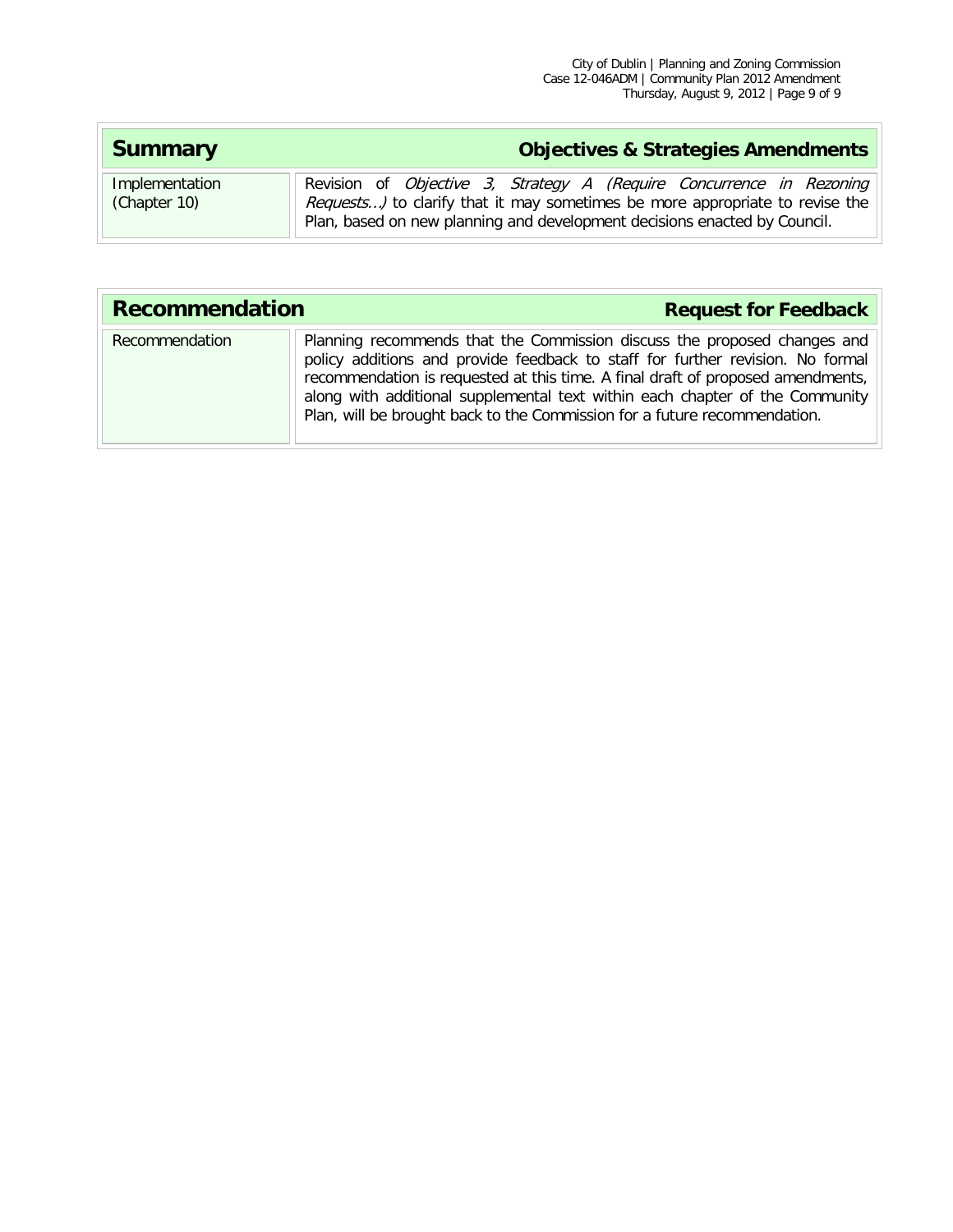| Summary | Objectives & Strategies Amendments |
| --- | --- |
| Implementation (Chapter 10) | Revision of *Objective 3, Strategy A (Require Concurrence in Rezoning Requests…)* to clarify that it may sometimes be more appropriate to revise the Plan, based on new planning and development decisions enacted by Council. |

| Recommendation | Request for Feedback |
| --- | --- |
| Recommendation | Planning recommends that the Commission discuss the proposed changes and policy additions and provide feedback to staff for further revision. No formal recommendation is requested at this time. A final draft of proposed amendments, along with additional supplemental text within each chapter of the Community Plan, will be brought back to the Commission for a future recommendation. |